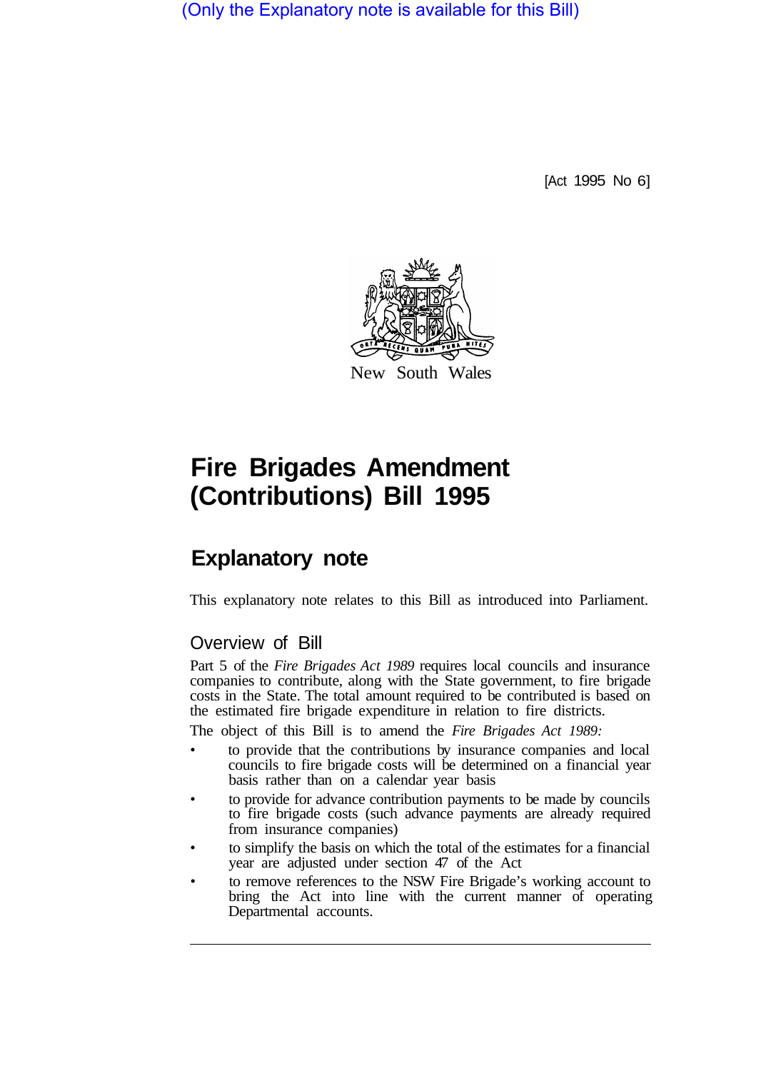(Only the Explanatory note is available for this Bill)

[Act 1995 No 6]

New South Wales

# Fire Brigades Amendment (Contributions) Bill 1995

## Explanatory note

This explanatory note relates to this Bill as introduced into Parliament.

### Overview of Bill

Part 5 of the *Fire Brigades Act 1989* requires local councils and insurance companies to contribute, along with the State government, to fire brigade costs in the State. The total amount required to be contributed is based on the estimated fire brigade expenditure in relation to fire districts.

The object of this Bill is to amend the *Fire Brigades Act 1989:*

- to provide that the contributions by insurance companies and local councils to fire brigade costs will be determined on a financial year basis rather than on a calendar year basis
- to provide for advance contribution payments to be made by councils to fire brigade costs (such advance payments are already required from insurance companies)
- to simplify the basis on which the total of the estimates for a financial year are adjusted under section 47 of the Act
- to remove references to the NSW Fire Brigade's working account to bring the Act into line with the current manner of operating Departmental accounts.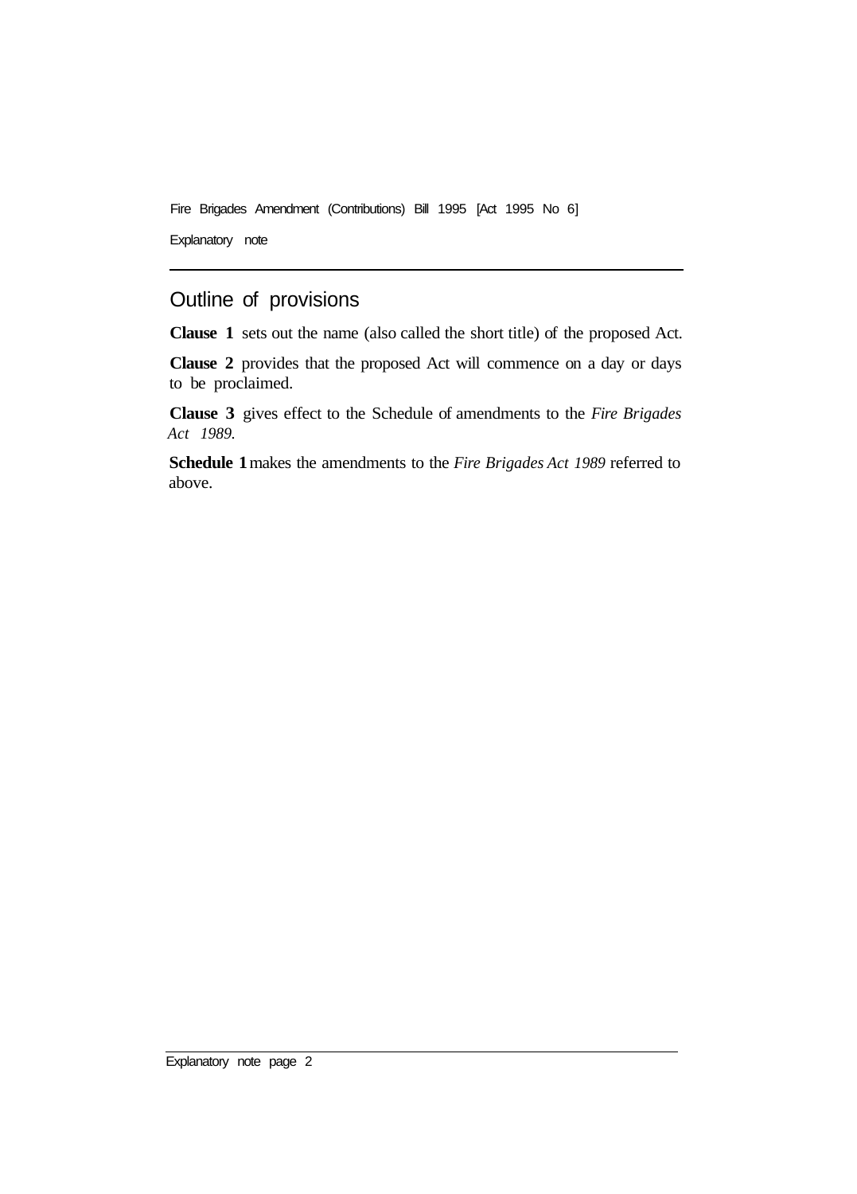## Outline of provisions

**Clause 1** sets out the name (also called the short title) of the proposed Act.

**Clause 2** provides that the proposed Act will commence on a day or days to be proclaimed.

**Clause 3** gives effect to the Schedule of amendments to the *Fire Brigades Act 1989.*

**Schedule 1** makes the amendments to the *Fire Brigades Act 1989* referred to above.